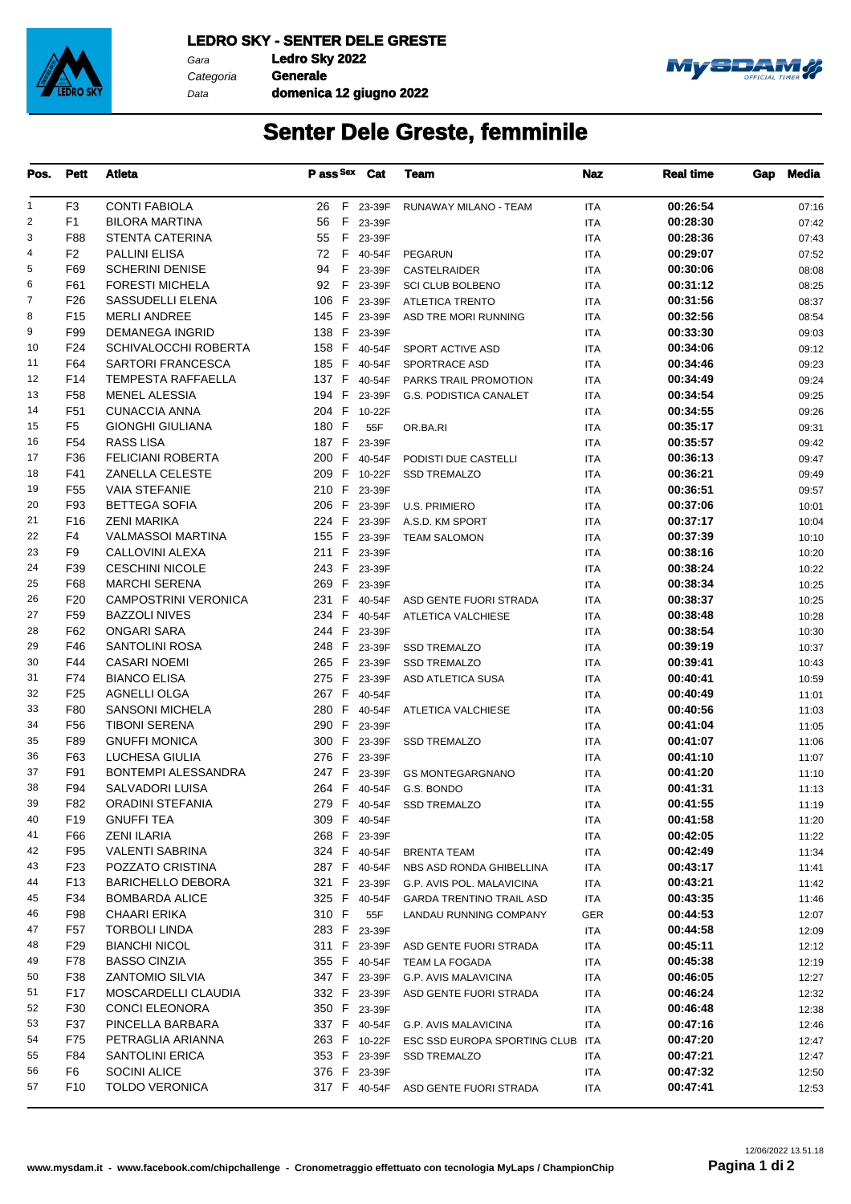**LEDRO SKY - SENTER DELE GRESTE**

*Gara* **Ledro Sky 2022**
*Categoria* **Generale**
*Data* **domenica 12 giugno 2022**

# Senter Dele Greste, femminile

| Pos. | Pett | Atleta | P ass | Sex | Cat | Team | Naz | Real time | Gap | Media |
|---|---|---|---|---|---|---|---|---|---|---|
| 1 | F3 | CONTI FABIOLA | 26 | F | 23-39F | RUNAWAY MILANO - TEAM | ITA | 00:26:54 | | 07:16 |
| 2 | F1 | BILORA MARTINA | 56 | F | 23-39F | | ITA | 00:28:30 | | 07:42 |
| 3 | F88 | STENTA CATERINA | 55 | F | 23-39F | | ITA | 00:28:36 | | 07:43 |
| 4 | F2 | PALLINI ELISA | 72 | F | 40-54F | PEGARUN | ITA | 00:29:07 | | 07:52 |
| 5 | F69 | SCHERINI DENISE | 94 | F | 23-39F | CASTELRAIDER | ITA | 00:30:06 | | 08:08 |
| 6 | F61 | FORESTI MICHELA | 92 | F | 23-39F | SCI CLUB BOLBENO | ITA | 00:31:12 | | 08:25 |
| 7 | F26 | SASSUDELLI ELENA | 106 | F | 23-39F | ATLETICA TRENTO | ITA | 00:31:56 | | 08:37 |
| 8 | F15 | MERLI ANDREE | 145 | F | 23-39F | ASD TRE MORI RUNNING | ITA | 00:32:56 | | 08:54 |
| 9 | F99 | DEMANEGA INGRID | 138 | F | 23-39F | | ITA | 00:33:30 | | 09:03 |
| 10 | F24 | SCHIVALOCCHI ROBERTA | 158 | F | 40-54F | SPORT ACTIVE ASD | ITA | 00:34:06 | | 09:12 |
| 11 | F64 | SARTORI FRANCESCA | 185 | F | 40-54F | SPORTRACE ASD | ITA | 00:34:46 | | 09:23 |
| 12 | F14 | TEMPESTA RAFFAELLA | 137 | F | 40-54F | PARKS TRAIL PROMOTION | ITA | 00:34:49 | | 09:24 |
| 13 | F58 | MENEL ALESSIA | 194 | F | 23-39F | G.S. PODISTICA CANALET | ITA | 00:34:54 | | 09:25 |
| 14 | F51 | CUNACCIA ANNA | 204 | F | 10-22F | | ITA | 00:34:55 | | 09:26 |
| 15 | F5 | GIONGHI GIULIANA | 180 | F | 55F | OR.BA.RI | ITA | 00:35:17 | | 09:31 |
| 16 | F54 | RASS LISA | 187 | F | 23-39F | | ITA | 00:35:57 | | 09:42 |
| 17 | F36 | FELICIANI ROBERTA | 200 | F | 40-54F | PODISTI DUE CASTELLI | ITA | 00:36:13 | | 09:47 |
| 18 | F41 | ZANELLA CELESTE | 209 | F | 10-22F | SSD TREMALZO | ITA | 00:36:21 | | 09:49 |
| 19 | F55 | VAIA STEFANIE | 210 | F | 23-39F | | ITA | 00:36:51 | | 09:57 |
| 20 | F93 | BETTEGA SOFIA | 206 | F | 23-39F | U.S. PRIMIERO | ITA | 00:37:06 | | 10:01 |
| 21 | F16 | ZENI MARIKA | 224 | F | 23-39F | A.S.D. KM SPORT | ITA | 00:37:17 | | 10:04 |
| 22 | F4 | VALMASSOI MARTINA | 155 | F | 23-39F | TEAM SALOMON | ITA | 00:37:39 | | 10:10 |
| 23 | F9 | CALLOVINI ALEXA | 211 | F | 23-39F | | ITA | 00:38:16 | | 10:20 |
| 24 | F39 | CESCHINI NICOLE | 243 | F | 23-39F | | ITA | 00:38:24 | | 10:22 |
| 25 | F68 | MARCHI SERENA | 269 | F | 23-39F | | ITA | 00:38:34 | | 10:25 |
| 26 | F20 | CAMPOSTRINI VERONICA | 231 | F | 40-54F | ASD GENTE FUORI STRADA | ITA | 00:38:37 | | 10:25 |
| 27 | F59 | BAZZOLI NIVES | 234 | F | 40-54F | ATLETICA VALCHIESE | ITA | 00:38:48 | | 10:28 |
| 28 | F62 | ONGARI SARA | 244 | F | 23-39F | | ITA | 00:38:54 | | 10:30 |
| 29 | F46 | SANTOLINI ROSA | 248 | F | 23-39F | SSD TREMALZO | ITA | 00:39:19 | | 10:37 |
| 30 | F44 | CASARI NOEMI | 265 | F | 23-39F | SSD TREMALZO | ITA | 00:39:41 | | 10:43 |
| 31 | F74 | BIANCO ELISA | 275 | F | 23-39F | ASD ATLETICA SUSA | ITA | 00:40:41 | | 10:59 |
| 32 | F25 | AGNELLI OLGA | 267 | F | 40-54F | | ITA | 00:40:49 | | 11:01 |
| 33 | F80 | SANSONI MICHELA | 280 | F | 40-54F | ATLETICA VALCHIESE | ITA | 00:40:56 | | 11:03 |
| 34 | F56 | TIBONI SERENA | 290 | F | 23-39F | | ITA | 00:41:04 | | 11:05 |
| 35 | F89 | GNUFFI MONICA | 300 | F | 23-39F | SSD TREMALZO | ITA | 00:41:07 | | 11:06 |
| 36 | F63 | LUCHESA GIULIA | 276 | F | 23-39F | | ITA | 00:41:10 | | 11:07 |
| 37 | F91 | BONTEMPI ALESSANDRA | 247 | F | 23-39F | GS MONTEGARGNANO | ITA | 00:41:20 | | 11:10 |
| 38 | F94 | SALVADORI LUISA | 264 | F | 40-54F | G.S. BONDO | ITA | 00:41:31 | | 11:13 |
| 39 | F82 | ORADINI STEFANIA | 279 | F | 40-54F | SSD TREMALZO | ITA | 00:41:55 | | 11:19 |
| 40 | F19 | GNUFFI TEA | 309 | F | 40-54F | | ITA | 00:41:58 | | 11:20 |
| 41 | F66 | ZENI ILARIA | 268 | F | 23-39F | | ITA | 00:42:05 | | 11:22 |
| 42 | F95 | VALENTI SABRINA | 324 | F | 40-54F | BRENTA TEAM | ITA | 00:42:49 | | 11:34 |
| 43 | F23 | POZZATO CRISTINA | 287 | F | 40-54F | NBS ASD RONDA GHIBELLINA | ITA | 00:43:17 | | 11:41 |
| 44 | F13 | BARICHELLO DEBORA | 321 | F | 23-39F | G.P. AVIS POL. MALAVICINA | ITA | 00:43:21 | | 11:42 |
| 45 | F34 | BOMBARDA ALICE | 325 | F | 40-54F | GARDA TRENTINO TRAIL ASD | ITA | 00:43:35 | | 11:46 |
| 46 | F98 | CHAARI ERIKA | 310 | F | 55F | LANDAU RUNNING COMPANY | GER | 00:44:53 | | 12:07 |
| 47 | F57 | TORBOLI LINDA | 283 | F | 23-39F | | ITA | 00:44:58 | | 12:09 |
| 48 | F29 | BIANCHI NICOL | 311 | F | 23-39F | ASD GENTE FUORI STRADA | ITA | 00:45:11 | | 12:12 |
| 49 | F78 | BASSO CINZIA | 355 | F | 40-54F | TEAM LA FOGADA | ITA | 00:45:38 | | 12:19 |
| 50 | F38 | ZANTOMIO SILVIA | 347 | F | 23-39F | G.P. AVIS MALAVICINA | ITA | 00:46:05 | | 12:27 |
| 51 | F17 | MOSCARDELLI CLAUDIA | 332 | F | 23-39F | ASD GENTE FUORI STRADA | ITA | 00:46:24 | | 12:32 |
| 52 | F30 | CONCI ELEONORA | 350 | F | 23-39F | | ITA | 00:46:48 | | 12:38 |
| 53 | F37 | PINCELLA BARBARA | 337 | F | 40-54F | G.P. AVIS MALAVICINA | ITA | 00:47:16 | | 12:46 |
| 54 | F75 | PETRAGLIA ARIANNA | 263 | F | 10-22F | ESC SSD EUROPA SPORTING CLUB | ITA | 00:47:20 | | 12:47 |
| 55 | F84 | SANTOLINI ERICA | 353 | F | 23-39F | SSD TREMALZO | ITA | 00:47:21 | | 12:47 |
| 56 | F6 | SOCINI ALICE | 376 | F | 23-39F | | ITA | 00:47:32 | | 12:50 |
| 57 | F10 | TOLDO VERONICA | 317 | F | 40-54F | ASD GENTE FUORI STRADA | ITA | 00:47:41 | | 12:53 |

12/06/2022 13.51.18

www.mysdam.it - www.facebook.com/chipchallenge - Cronometraggio effettuato con tecnologia MyLaps / ChampionChip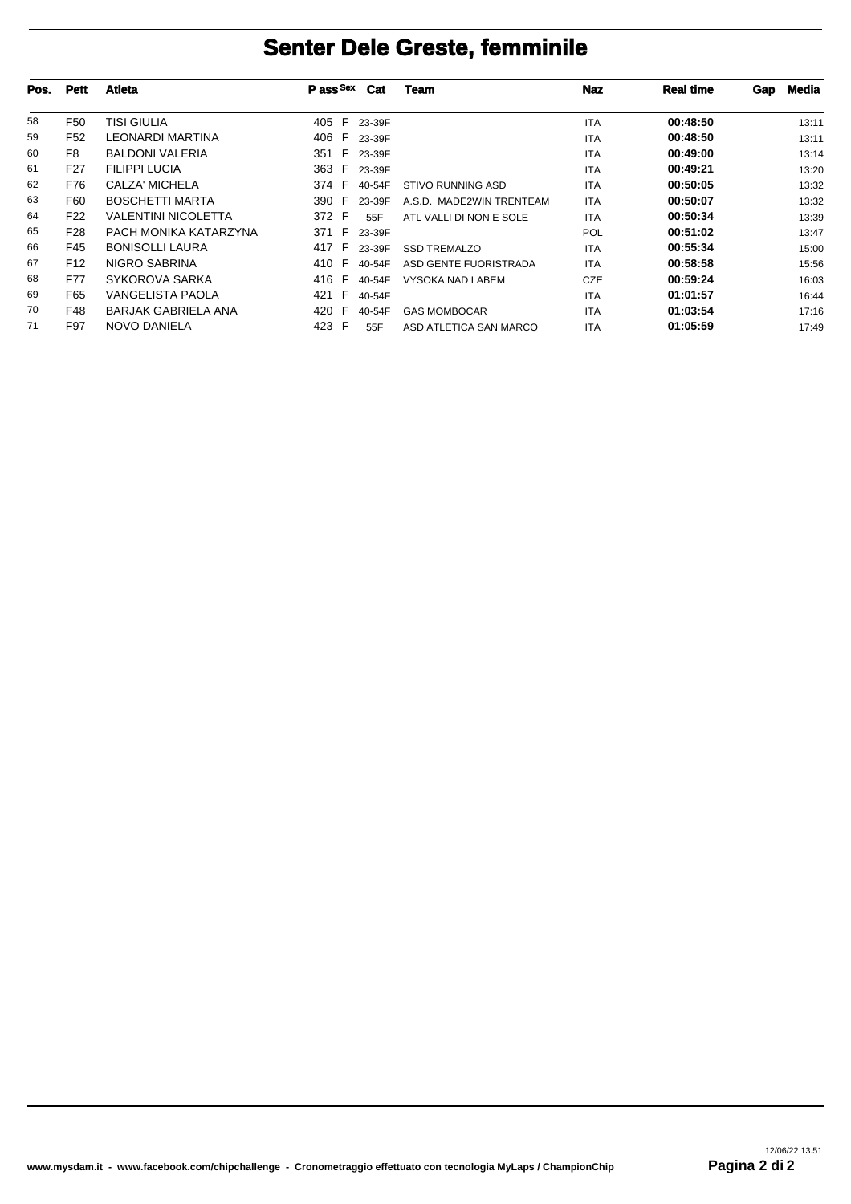# Senter Dele Greste, femminile

| Pos. | Pett | Atleta | P ass | Sex | Cat | Team | Naz | Real time | Gap | Media |
|---|---|---|---|---|---|---|---|---|---|---|
| 58 | F50 | TISI GIULIA | 405 | F | 23-39F | | ITA | 00:48:50 | | 13:11 |
| 59 | F52 | LEONARDI MARTINA | 406 | F | 23-39F | | ITA | 00:48:50 | | 13:11 |
| 60 | F8 | BALDONI VALERIA | 351 | F | 23-39F | | ITA | 00:49:00 | | 13:14 |
| 61 | F27 | FILIPPI LUCIA | 363 | F | 23-39F | | ITA | 00:49:21 | | 13:20 |
| 62 | F76 | CALZA' MICHELA | 374 | F | 40-54F | STIVO RUNNING ASD | ITA | 00:50:05 | | 13:32 |
| 63 | F60 | BOSCHETTI MARTA | 390 | F | 23-39F | A.S.D. MADE2WIN TRENTEAM | ITA | 00:50:07 | | 13:32 |
| 64 | F22 | VALENTINI NICOLETTA | 372 | F | 55F | ATL VALLI DI NON E SOLE | ITA | 00:50:34 | | 13:39 |
| 65 | F28 | PACH MONIKA KATARZYNA | 371 | F | 23-39F | | POL | 00:51:02 | | 13:47 |
| 66 | F45 | BONISOLLI LAURA | 417 | F | 23-39F | SSD TREMALZO | ITA | 00:55:34 | | 15:00 |
| 67 | F12 | NIGRO SABRINA | 410 | F | 40-54F | ASD GENTE FUORISTRADA | ITA | 00:58:58 | | 15:56 |
| 68 | F77 | SYKOROVA SARKA | 416 | F | 40-54F | VYSOKA NAD LABEM | CZE | 00:59:24 | | 16:03 |
| 69 | F65 | VANGELISTA PAOLA | 421 | F | 40-54F | | ITA | 01:01:57 | | 16:44 |
| 70 | F48 | BARJAK GABRIELA ANA | 420 | F | 40-54F | GAS MOMBOCAR | ITA | 01:03:54 | | 17:16 |
| 71 | F97 | NOVO DANIELA | 423 | F | 55F | ASD ATLETICA SAN MARCO | ITA | 01:05:59 | | 17:49 |

12/06/22 13.51

www.mysdam.it - www.facebook.com/chipchallenge - Cronometraggio effettuato con tecnologia MyLaps / ChampionChip